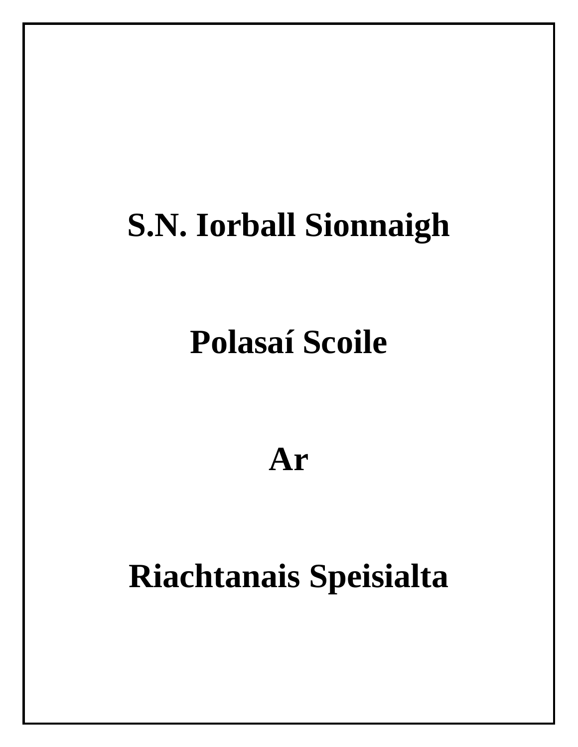# S.N. Iorball Sionnaigh

# Polasaí Scoile

# Ar

# Riachtanais Speisialta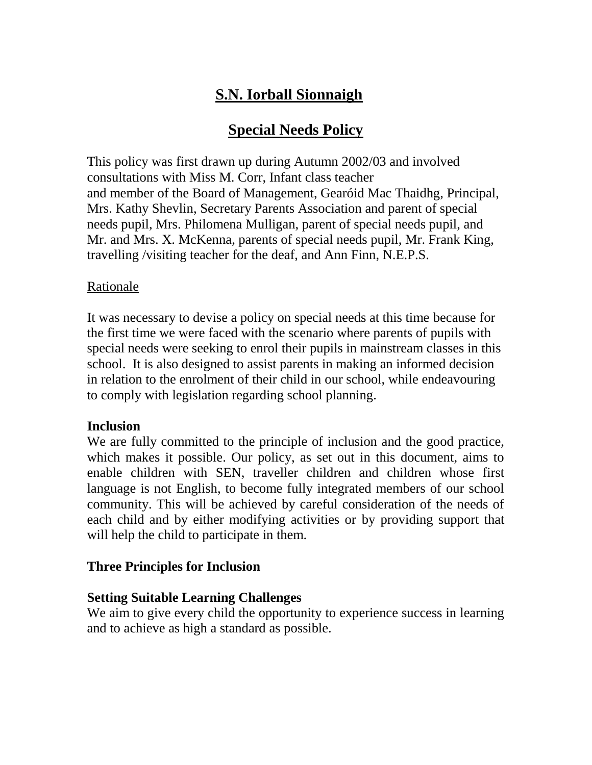# S.N. Iorball Sionnaigh

## Special Needs Policy

This policy was first drawn up during Autumn 2002/03 and involved consultations with Miss M. Corr, Infant class teacher and member of the Board of Management, Gearóid Mac Thaidhg, Principal, Mrs. Kathy Shevlin, Secretary Parents Association and parent of special needs pupil, Mrs. Philomena Mulligan, parent of special needs pupil, and Mr. and Mrs. X. McKenna, parents of special needs pupil, Mr. Frank King, travelling /visiting teacher for the deaf, and Ann Finn, N.E.P.S.

Rationale

It was necessary to devise a policy on special needs at this time because for the first time we were faced with the scenario where parents of pupils with special needs were seeking to enrol their pupils in mainstream classes in this school. It is also designed to assist parents in making an informed decision in relation to the enrolment of their child in our school, while endeavouring to comply with legislation regarding school planning.

**Inclusion**

We are fully committed to the principle of inclusion and the good practice, which makes it possible. Our policy, as set out in this document, aims to enable children with SEN, traveller children and children whose first language is not English, to become fully integrated members of our school community. This will be achieved by careful consideration of the needs of each child and by either modifying activities or by providing support that will help the child to participate in them.

**Three Principles for Inclusion**

**Setting Suitable Learning Challenges**

We aim to give every child the opportunity to experience success in learning and to achieve as high a standard as possible.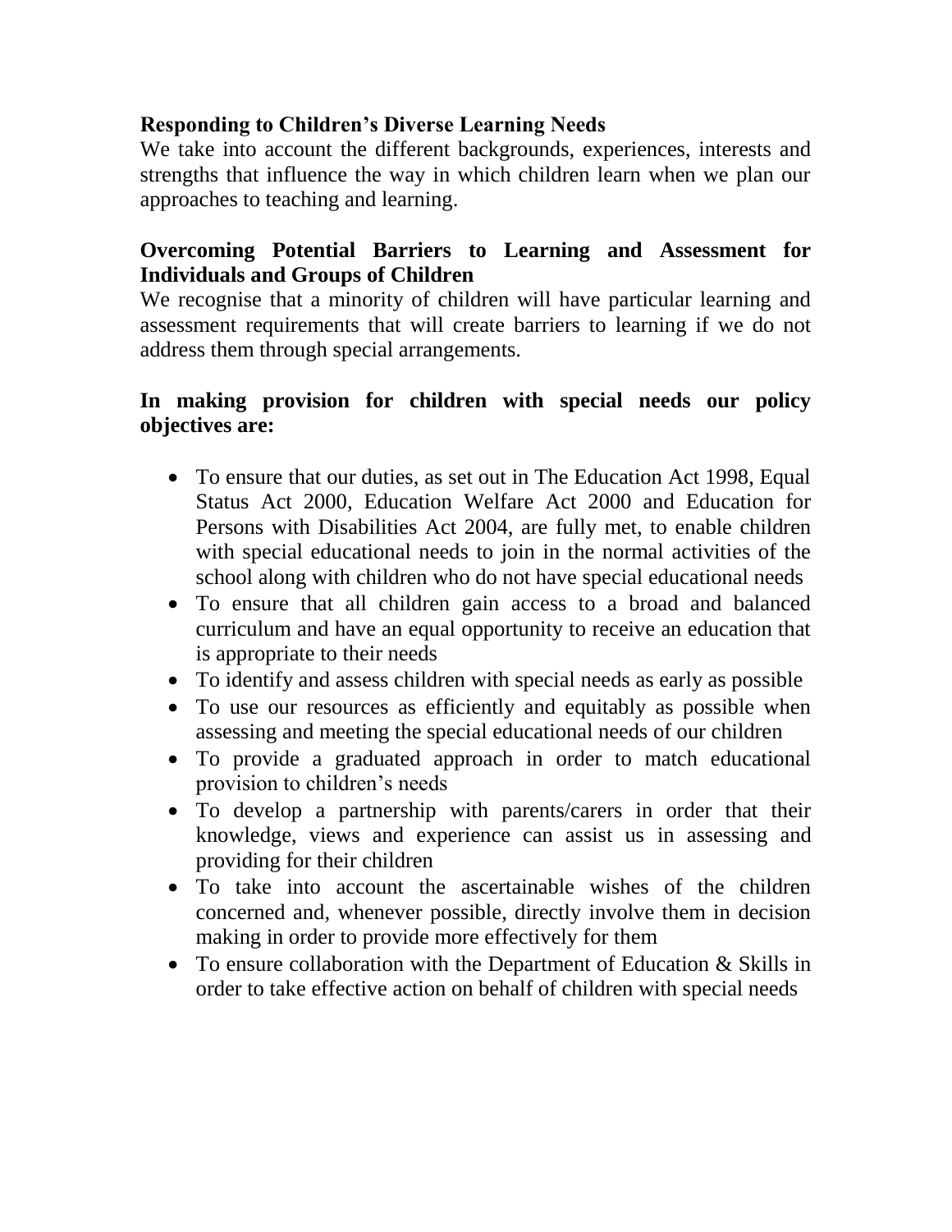**Responding to Children's Diverse Learning Needs**

We take into account the different backgrounds, experiences, interests and strengths that influence the way in which children learn when we plan our approaches to teaching and learning.

**Overcoming Potential Barriers to Learning and Assessment for Individuals and Groups of Children**

We recognise that a minority of children will have particular learning and assessment requirements that will create barriers to learning if we do not address them through special arrangements.

**In making provision for children with special needs our policy objectives are:**

- To ensure that our duties, as set out in The Education Act 1998, Equal Status Act 2000, Education Welfare Act 2000 and Education for Persons with Disabilities Act 2004, are fully met, to enable children with special educational needs to join in the normal activities of the school along with children who do not have special educational needs
- To ensure that all children gain access to a broad and balanced curriculum and have an equal opportunity to receive an education that is appropriate to their needs
- To identify and assess children with special needs as early as possible
- To use our resources as efficiently and equitably as possible when assessing and meeting the special educational needs of our children
- To provide a graduated approach in order to match educational provision to children's needs
- To develop a partnership with parents/carers in order that their knowledge, views and experience can assist us in assessing and providing for their children
- To take into account the ascertainable wishes of the children concerned and, whenever possible, directly involve them in decision making in order to provide more effectively for them
- To ensure collaboration with the Department of Education & Skills in order to take effective action on behalf of children with special needs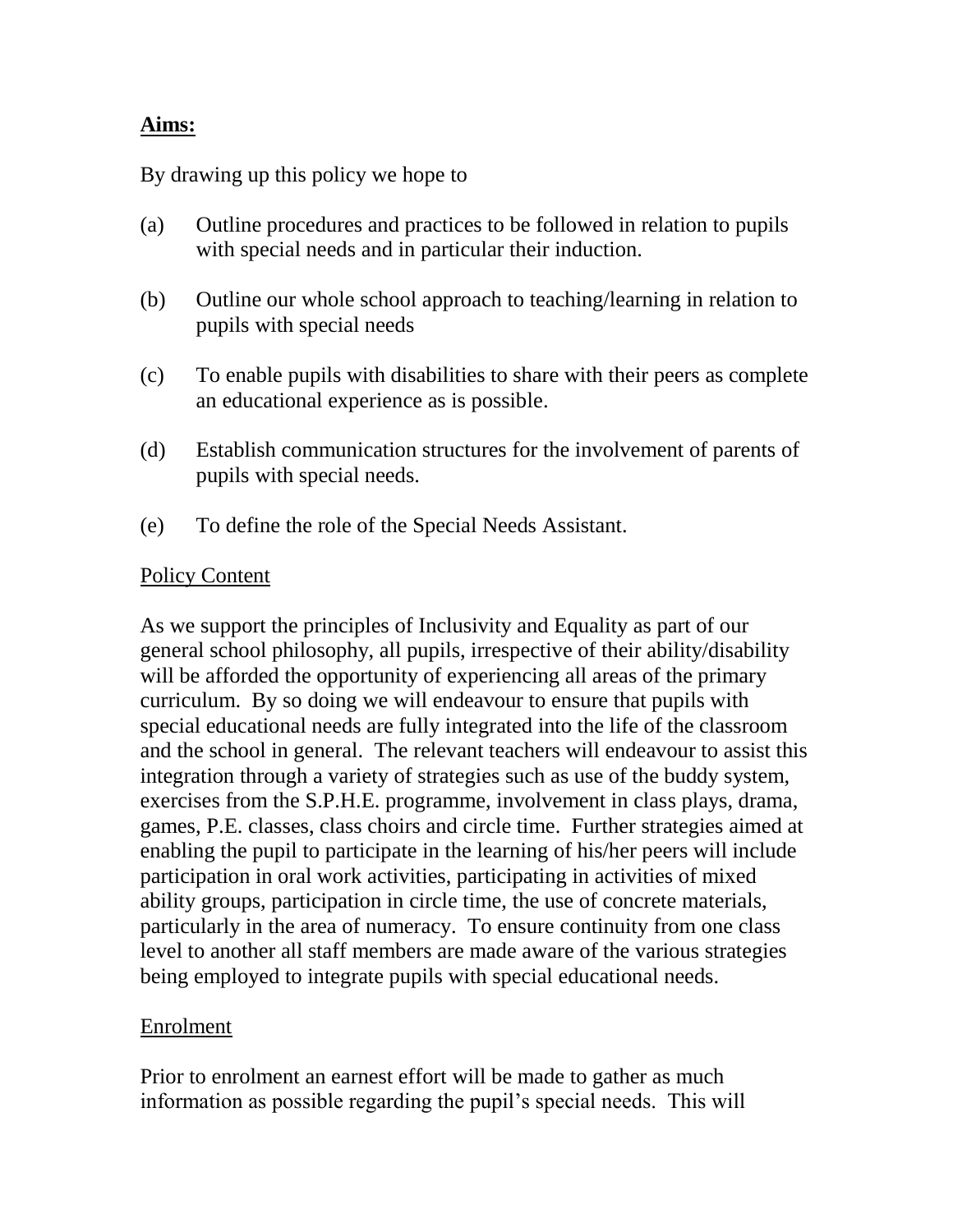**Aims:**

By drawing up this policy we hope to

(a) Outline procedures and practices to be followed in relation to pupils with special needs and in particular their induction.

(b) Outline our whole school approach to teaching/learning in relation to pupils with special needs

(c) To enable pupils with disabilities to share with their peers as complete an educational experience as is possible.

(d) Establish communication structures for the involvement of parents of pupils with special needs.

(e) To define the role of the Special Needs Assistant.

Policy Content

As we support the principles of Inclusivity and Equality as part of our general school philosophy, all pupils, irrespective of their ability/disability will be afforded the opportunity of experiencing all areas of the primary curriculum. By so doing we will endeavour to ensure that pupils with special educational needs are fully integrated into the life of the classroom and the school in general. The relevant teachers will endeavour to assist this integration through a variety of strategies such as use of the buddy system, exercises from the S.P.H.E. programme, involvement in class plays, drama, games, P.E. classes, class choirs and circle time. Further strategies aimed at enabling the pupil to participate in the learning of his/her peers will include participation in oral work activities, participating in activities of mixed ability groups, participation in circle time, the use of concrete materials, particularly in the area of numeracy. To ensure continuity from one class level to another all staff members are made aware of the various strategies being employed to integrate pupils with special educational needs.

Enrolment

Prior to enrolment an earnest effort will be made to gather as much information as possible regarding the pupil's special needs. This will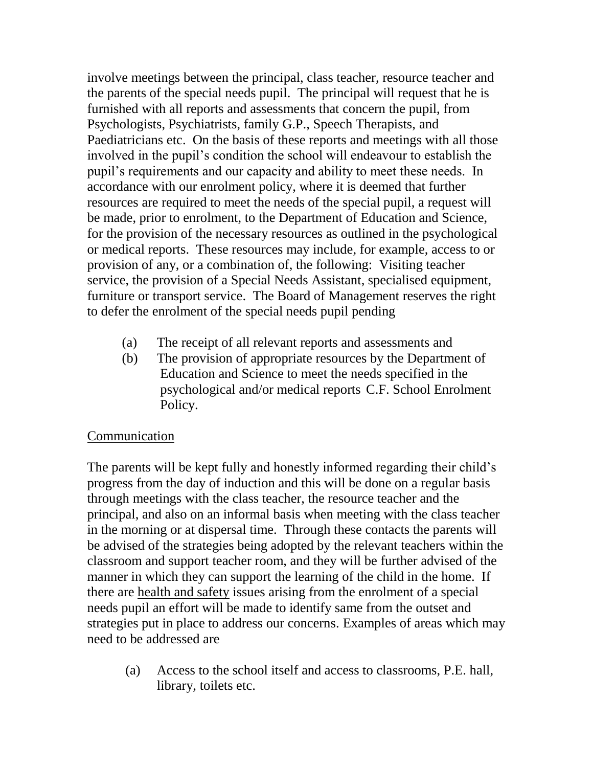involve meetings between the principal, class teacher, resource teacher and the parents of the special needs pupil. The principal will request that he is furnished with all reports and assessments that concern the pupil, from Psychologists, Psychiatrists, family G.P., Speech Therapists, and Paediatricians etc. On the basis of these reports and meetings with all those involved in the pupil's condition the school will endeavour to establish the pupil's requirements and our capacity and ability to meet these needs. In accordance with our enrolment policy, where it is deemed that further resources are required to meet the needs of the special pupil, a request will be made, prior to enrolment, to the Department of Education and Science, for the provision of the necessary resources as outlined in the psychological or medical reports. These resources may include, for example, access to or provision of any, or a combination of, the following: Visiting teacher service, the provision of a Special Needs Assistant, specialised equipment, furniture or transport service. The Board of Management reserves the right to defer the enrolment of the special needs pupil pending

(a) The receipt of all relevant reports and assessments and
(b) The provision of appropriate resources by the Department of Education and Science to meet the needs specified in the psychological and/or medical reports C.F. School Enrolment Policy.

<u>Communication</u>

The parents will be kept fully and honestly informed regarding their child's progress from the day of induction and this will be done on a regular basis through meetings with the class teacher, the resource teacher and the principal, and also on an informal basis when meeting with the class teacher in the morning or at dispersal time. Through these contacts the parents will be advised of the strategies being adopted by the relevant teachers within the classroom and support teacher room, and they will be further advised of the manner in which they can support the learning of the child in the home. If there are <u>health and safety</u> issues arising from the enrolment of a special needs pupil an effort will be made to identify same from the outset and strategies put in place to address our concerns. Examples of areas which may need to be addressed are

(a) Access to the school itself and access to classrooms, P.E. hall, library, toilets etc.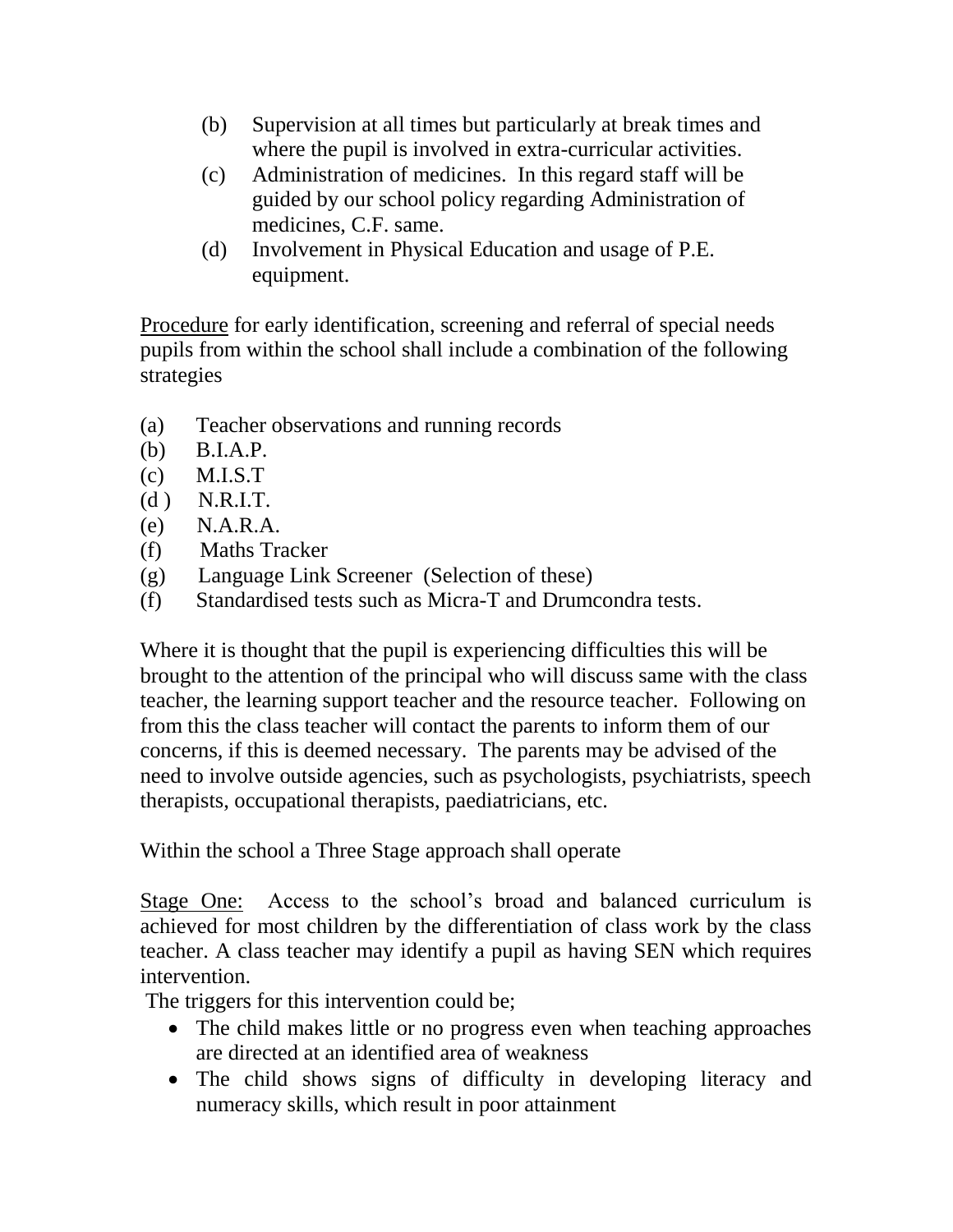(b) Supervision at all times but particularly at break times and where the pupil is involved in extra-curricular activities.

(c) Administration of medicines. In this regard staff will be guided by our school policy regarding Administration of medicines, C.F. same.

(d) Involvement in Physical Education and usage of P.E. equipment.

<u>Procedure</u> for early identification, screening and referral of special needs pupils from within the school shall include a combination of the following strategies

(a) Teacher observations and running records  
(b) B.I.A.P.  
(c) M.I.S.T  
(d ) N.R.I.T.  
(e) N.A.R.A.  
(f) Maths Tracker  
(g) Language Link Screener (Selection of these)  
(f) Standardised tests such as Micra-T and Drumcondra tests.

Where it is thought that the pupil is experiencing difficulties this will be brought to the attention of the principal who will discuss same with the class teacher, the learning support teacher and the resource teacher. Following on from this the class teacher will contact the parents to inform them of our concerns, if this is deemed necessary. The parents may be advised of the need to involve outside agencies, such as psychologists, psychiatrists, speech therapists, occupational therapists, paediatricians, etc.

Within the school a Three Stage approach shall operate

<u>Stage One:</u> Access to the school's broad and balanced curriculum is achieved for most children by the differentiation of class work by the class teacher. A class teacher may identify a pupil as having SEN which requires intervention.

The triggers for this intervention could be;

- The child makes little or no progress even when teaching approaches are directed at an identified area of weakness
- The child shows signs of difficulty in developing literacy and numeracy skills, which result in poor attainment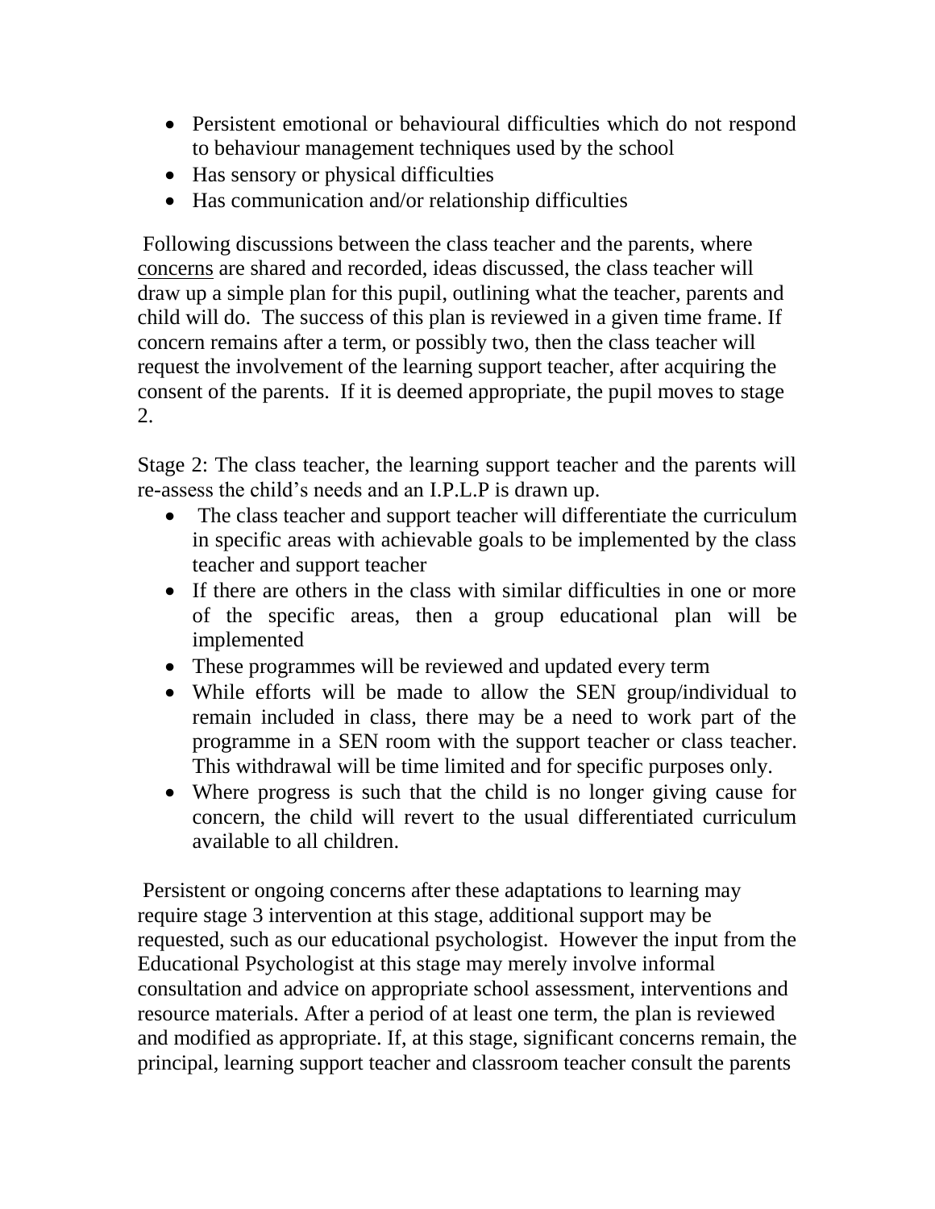- Persistent emotional or behavioural difficulties which do not respond to behaviour management techniques used by the school
- Has sensory or physical difficulties
- Has communication and/or relationship difficulties

Following discussions between the class teacher and the parents, where concerns are shared and recorded, ideas discussed, the class teacher will draw up a simple plan for this pupil, outlining what the teacher, parents and child will do. The success of this plan is reviewed in a given time frame. If concern remains after a term, or possibly two, then the class teacher will request the involvement of the learning support teacher, after acquiring the consent of the parents. If it is deemed appropriate, the pupil moves to stage 2.

Stage 2: The class teacher, the learning support teacher and the parents will re-assess the child's needs and an I.P.L.P is drawn up.

- The class teacher and support teacher will differentiate the curriculum in specific areas with achievable goals to be implemented by the class teacher and support teacher
- If there are others in the class with similar difficulties in one or more of the specific areas, then a group educational plan will be implemented
- These programmes will be reviewed and updated every term
- While efforts will be made to allow the SEN group/individual to remain included in class, there may be a need to work part of the programme in a SEN room with the support teacher or class teacher. This withdrawal will be time limited and for specific purposes only.
- Where progress is such that the child is no longer giving cause for concern, the child will revert to the usual differentiated curriculum available to all children.

Persistent or ongoing concerns after these adaptations to learning may require stage 3 intervention at this stage, additional support may be requested, such as our educational psychologist. However the input from the Educational Psychologist at this stage may merely involve informal consultation and advice on appropriate school assessment, interventions and resource materials. After a period of at least one term, the plan is reviewed and modified as appropriate. If, at this stage, significant concerns remain, the principal, learning support teacher and classroom teacher consult the parents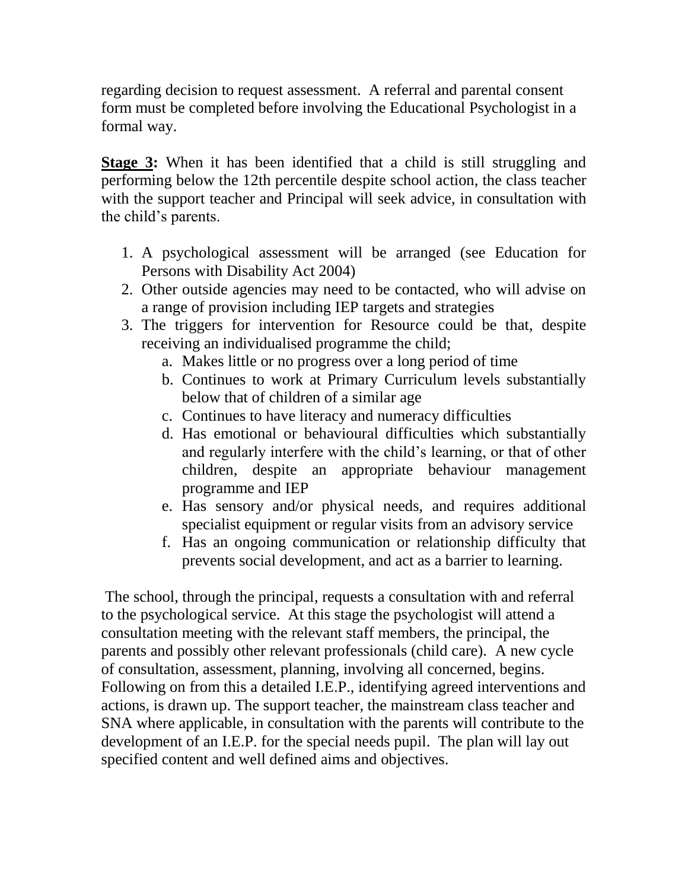regarding decision to request assessment. A referral and parental consent form must be completed before involving the Educational Psychologist in a formal way.

**Stage 3:** When it has been identified that a child is still struggling and performing below the 12th percentile despite school action, the class teacher with the support teacher and Principal will seek advice, in consultation with the child's parents.

1. A psychological assessment will be arranged (see Education for Persons with Disability Act 2004)
2. Other outside agencies may need to be contacted, who will advise on a range of provision including IEP targets and strategies
3. The triggers for intervention for Resource could be that, despite receiving an individualised programme the child;
   a. Makes little or no progress over a long period of time
   b. Continues to work at Primary Curriculum levels substantially below that of children of a similar age
   c. Continues to have literacy and numeracy difficulties
   d. Has emotional or behavioural difficulties which substantially and regularly interfere with the child's learning, or that of other children, despite an appropriate behaviour management programme and IEP
   e. Has sensory and/or physical needs, and requires additional specialist equipment or regular visits from an advisory service
   f. Has an ongoing communication or relationship difficulty that prevents social development, and act as a barrier to learning.

The school, through the principal, requests a consultation with and referral to the psychological service. At this stage the psychologist will attend a consultation meeting with the relevant staff members, the principal, the parents and possibly other relevant professionals (child care). A new cycle of consultation, assessment, planning, involving all concerned, begins. Following on from this a detailed I.E.P., identifying agreed interventions and actions, is drawn up. The support teacher, the mainstream class teacher and SNA where applicable, in consultation with the parents will contribute to the development of an I.E.P. for the special needs pupil. The plan will lay out specified content and well defined aims and objectives.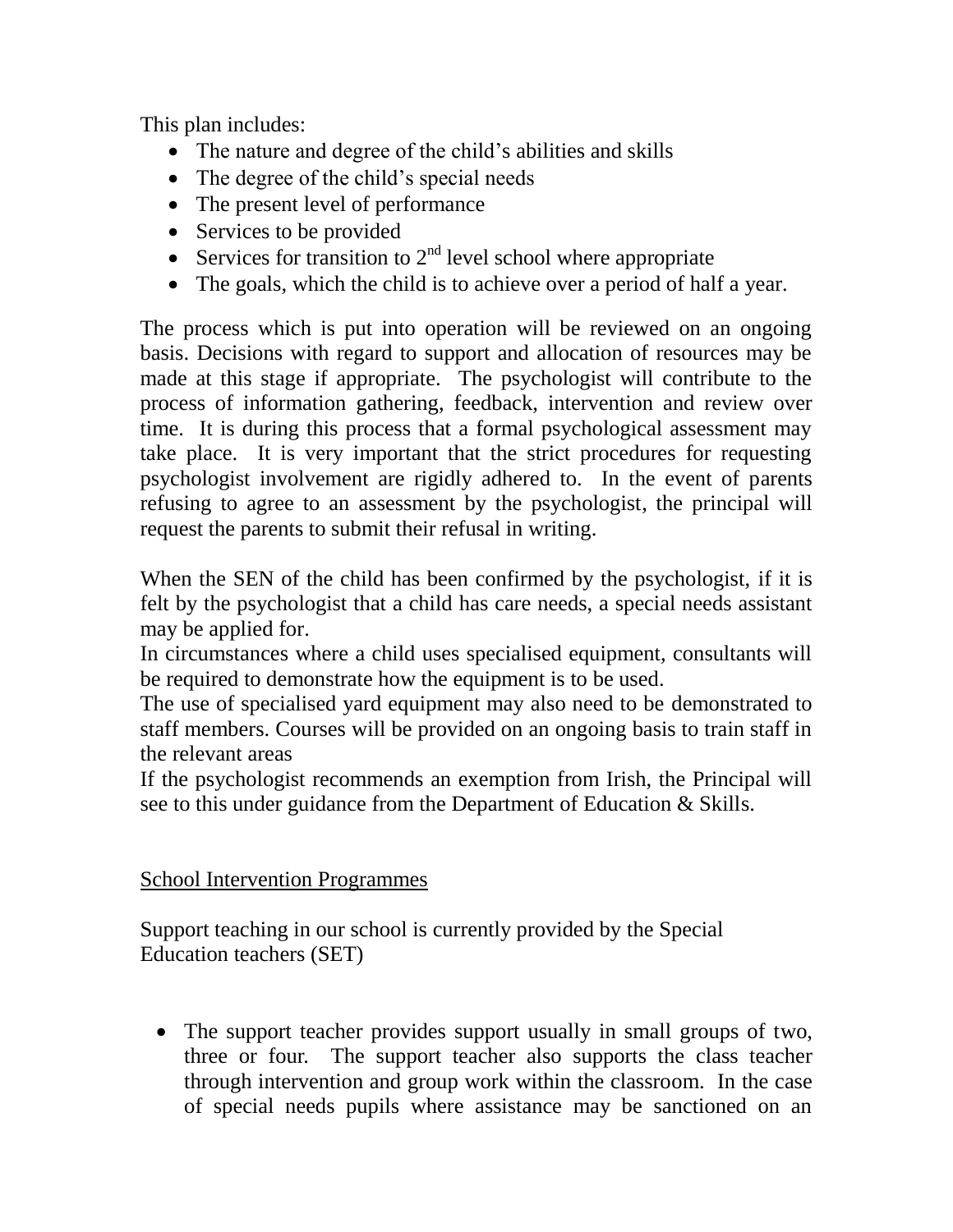This plan includes:

- The nature and degree of the child's abilities and skills
- The degree of the child's special needs
- The present level of performance
- Services to be provided
- Services for transition to 2nd level school where appropriate
- The goals, which the child is to achieve over a period of half a year.

The process which is put into operation will be reviewed on an ongoing basis. Decisions with regard to support and allocation of resources may be made at this stage if appropriate. The psychologist will contribute to the process of information gathering, feedback, intervention and review over time. It is during this process that a formal psychological assessment may take place. It is very important that the strict procedures for requesting psychologist involvement are rigidly adhered to. In the event of parents refusing to agree to an assessment by the psychologist, the principal will request the parents to submit their refusal in writing.

When the SEN of the child has been confirmed by the psychologist, if it is felt by the psychologist that a child has care needs, a special needs assistant may be applied for.
In circumstances where a child uses specialised equipment, consultants will be required to demonstrate how the equipment is to be used.
The use of specialised yard equipment may also need to be demonstrated to staff members. Courses will be provided on an ongoing basis to train staff in the relevant areas
If the psychologist recommends an exemption from Irish, the Principal will see to this under guidance from the Department of Education & Skills.

## School Intervention Programmes

Support teaching in our school is currently provided by the Special Education teachers (SET)

- The support teacher provides support usually in small groups of two, three or four. The support teacher also supports the class teacher through intervention and group work within the classroom. In the case of special needs pupils where assistance may be sanctioned on an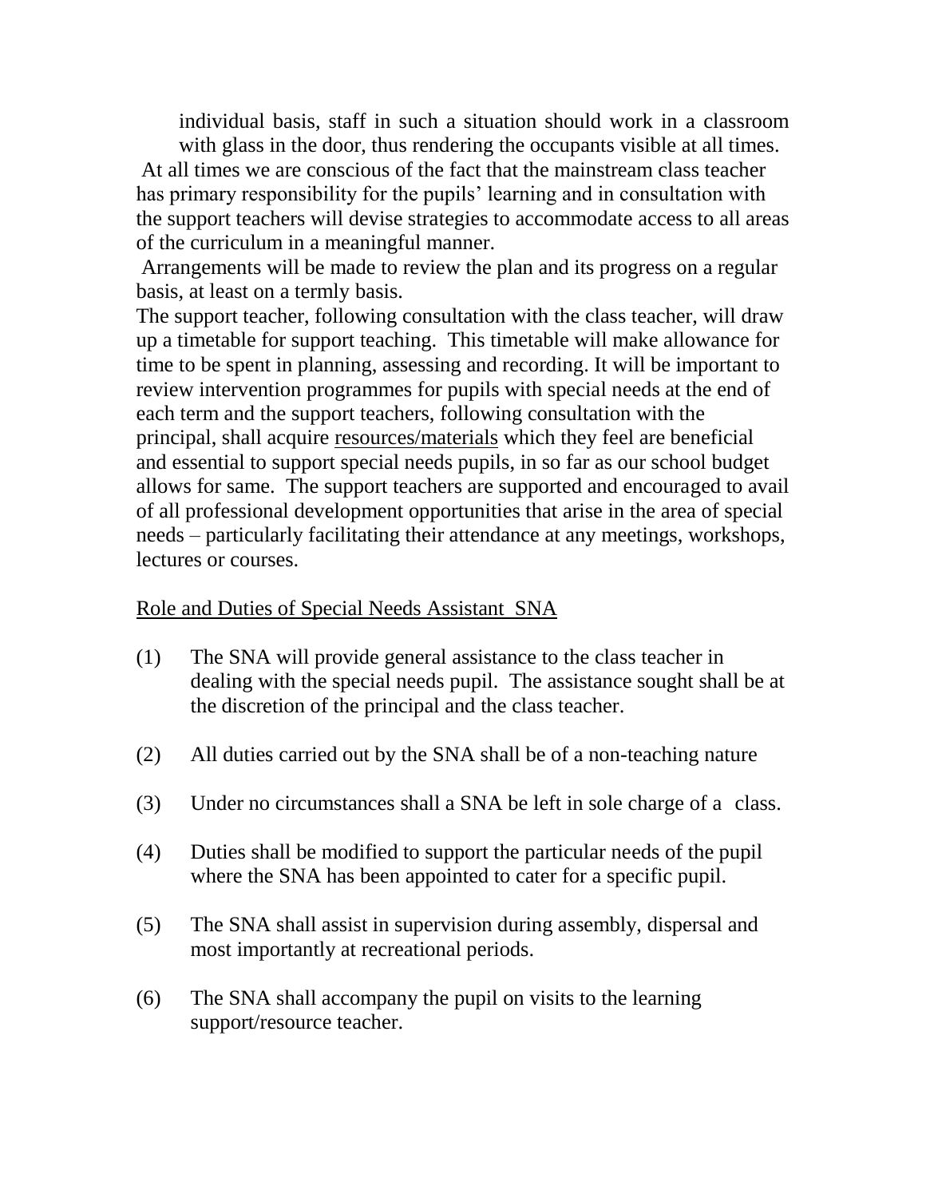individual basis, staff in such a situation should work in a classroom with glass in the door, thus rendering the occupants visible at all times.

At all times we are conscious of the fact that the mainstream class teacher has primary responsibility for the pupils' learning and in consultation with the support teachers will devise strategies to accommodate access to all areas of the curriculum in a meaningful manner.

Arrangements will be made to review the plan and its progress on a regular basis, at least on a termly basis.

The support teacher, following consultation with the class teacher, will draw up a timetable for support teaching. This timetable will make allowance for time to be spent in planning, assessing and recording. It will be important to review intervention programmes for pupils with special needs at the end of each term and the support teachers, following consultation with the principal, shall acquire resources/materials which they feel are beneficial and essential to support special needs pupils, in so far as our school budget allows for same. The support teachers are supported and encouraged to avail of all professional development opportunities that arise in the area of special needs – particularly facilitating their attendance at any meetings, workshops, lectures or courses.

## Role and Duties of Special Needs Assistant SNA

(1) The SNA will provide general assistance to the class teacher in dealing with the special needs pupil. The assistance sought shall be at the discretion of the principal and the class teacher.

(2) All duties carried out by the SNA shall be of a non-teaching nature

(3) Under no circumstances shall a SNA be left in sole charge of a class.

(4) Duties shall be modified to support the particular needs of the pupil where the SNA has been appointed to cater for a specific pupil.

(5) The SNA shall assist in supervision during assembly, dispersal and most importantly at recreational periods.

(6) The SNA shall accompany the pupil on visits to the learning support/resource teacher.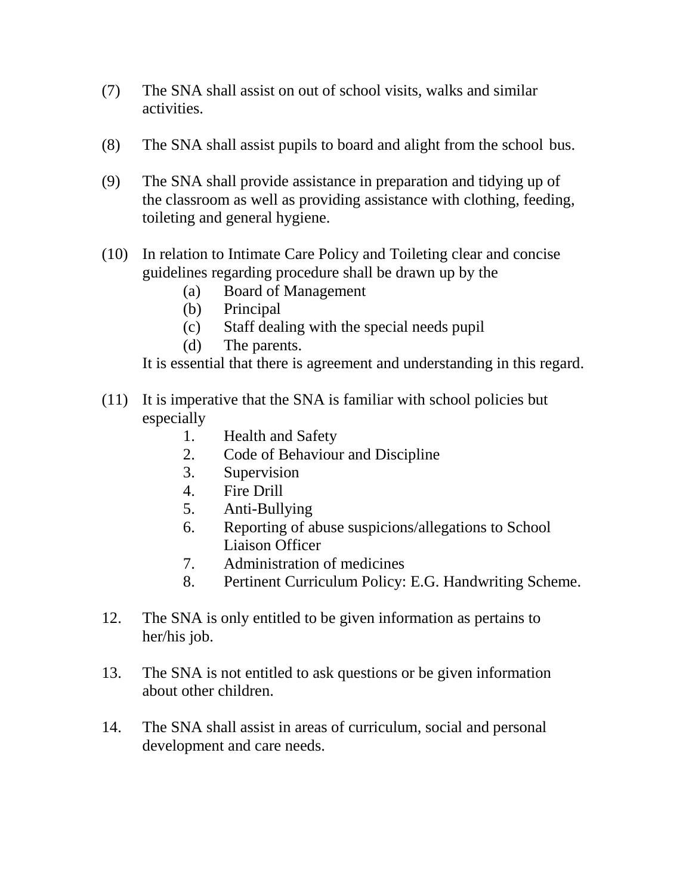(7) The SNA shall assist on out of school visits, walks and similar activities.

(8) The SNA shall assist pupils to board and alight from the school bus.

(9) The SNA shall provide assistance in preparation and tidying up of the classroom as well as providing assistance with clothing, feeding, toileting and general hygiene.

(10) In relation to Intimate Care Policy and Toileting clear and concise guidelines regarding procedure shall be drawn up by the
   (a) Board of Management
   (b) Principal
   (c) Staff dealing with the special needs pupil
   (d) The parents.

   It is essential that there is agreement and understanding in this regard.

(11) It is imperative that the SNA is familiar with school policies but especially
   1. Health and Safety
   2. Code of Behaviour and Discipline
   3. Supervision
   4. Fire Drill
   5. Anti-Bullying
   6. Reporting of abuse suspicions/allegations to School Liaison Officer
   7. Administration of medicines
   8. Pertinent Curriculum Policy: E.G. Handwriting Scheme.

12. The SNA is only entitled to be given information as pertains to her/his job.

13. The SNA is not entitled to ask questions or be given information about other children.

14. The SNA shall assist in areas of curriculum, social and personal development and care needs.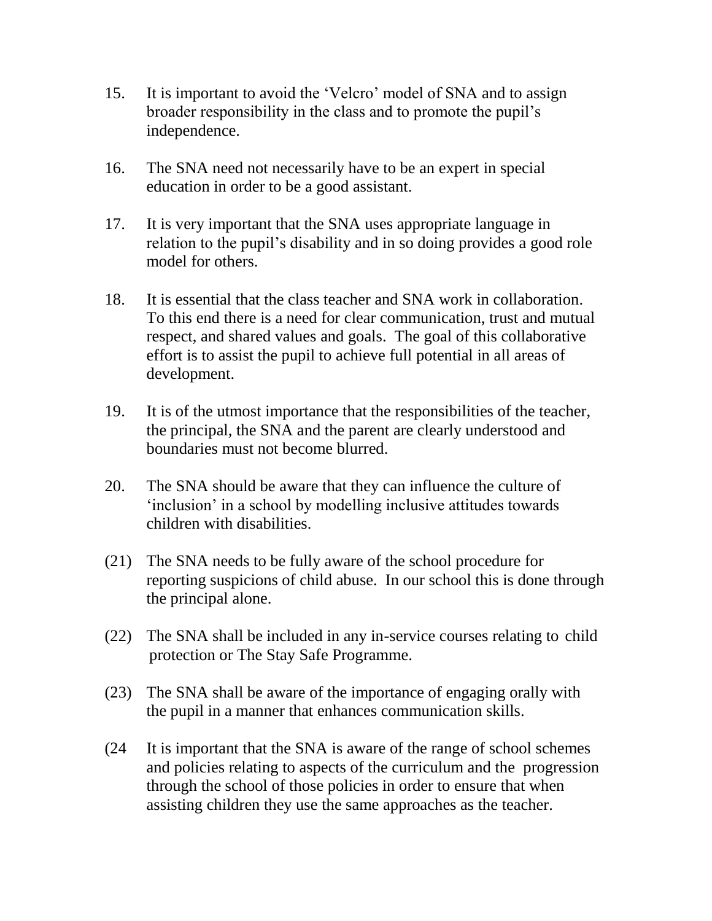15. It is important to avoid the ‘Velcro’ model of SNA and to assign broader responsibility in the class and to promote the pupil’s independence.

16. The SNA need not necessarily have to be an expert in special education in order to be a good assistant.

17. It is very important that the SNA uses appropriate language in relation to the pupil’s disability and in so doing provides a good role model for others.

18. It is essential that the class teacher and SNA work in collaboration. To this end there is a need for clear communication, trust and mutual respect, and shared values and goals. The goal of this collaborative effort is to assist the pupil to achieve full potential in all areas of development.

19. It is of the utmost importance that the responsibilities of the teacher, the principal, the SNA and the parent are clearly understood and boundaries must not become blurred.

20. The SNA should be aware that they can influence the culture of ‘inclusion’ in a school by modelling inclusive attitudes towards children with disabilities.

(21) The SNA needs to be fully aware of the school procedure for reporting suspicions of child abuse. In our school this is done through the principal alone.

(22) The SNA shall be included in any in-service courses relating to child protection or The Stay Safe Programme.

(23) The SNA shall be aware of the importance of engaging orally with the pupil in a manner that enhances communication skills.

(24 It is important that the SNA is aware of the range of school schemes and policies relating to aspects of the curriculum and the progression through the school of those policies in order to ensure that when assisting children they use the same approaches as the teacher.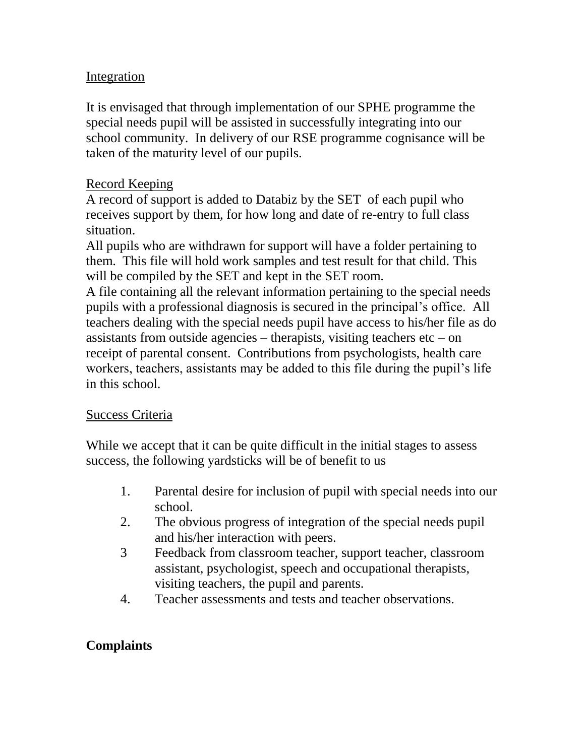## Integration

It is envisaged that through implementation of our SPHE programme the special needs pupil will be assisted in successfully integrating into our school community. In delivery of our RSE programme cognisance will be taken of the maturity level of our pupils.

## Record Keeping

A record of support is added to Databiz by the SET of each pupil who receives support by them, for how long and date of re-entry to full class situation.

All pupils who are withdrawn for support will have a folder pertaining to them. This file will hold work samples and test result for that child. This will be compiled by the SET and kept in the SET room.

A file containing all the relevant information pertaining to the special needs pupils with a professional diagnosis is secured in the principal's office. All teachers dealing with the special needs pupil have access to his/her file as do assistants from outside agencies – therapists, visiting teachers etc – on receipt of parental consent. Contributions from psychologists, health care workers, teachers, assistants may be added to this file during the pupil's life in this school.

## Success Criteria

While we accept that it can be quite difficult in the initial stages to assess success, the following yardsticks will be of benefit to us

1. Parental desire for inclusion of pupil with special needs into our school.
2. The obvious progress of integration of the special needs pupil and his/her interaction with peers.
3. Feedback from classroom teacher, support teacher, classroom assistant, psychologist, speech and occupational therapists, visiting teachers, the pupil and parents.
4. Teacher assessments and tests and teacher observations.

## Complaints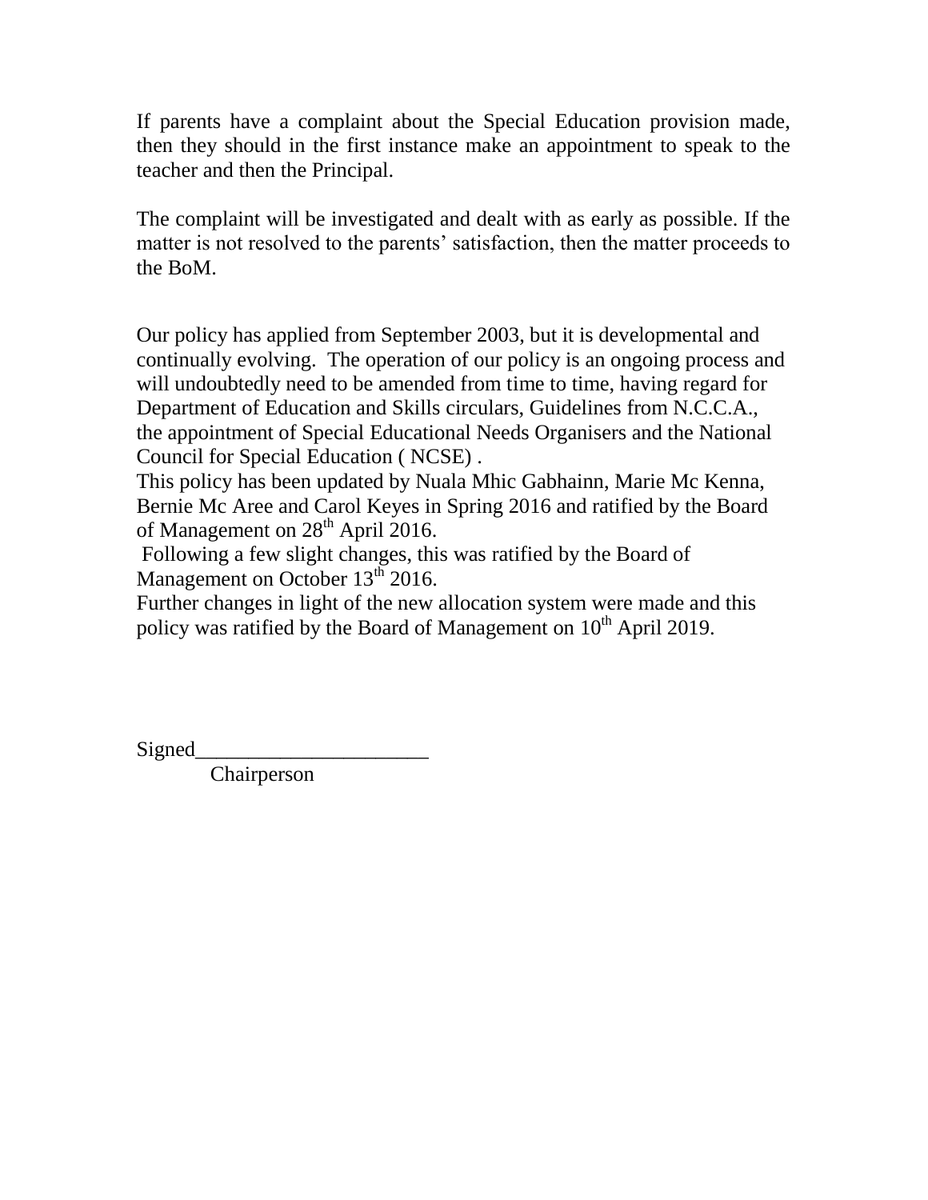If parents have a complaint about the Special Education provision made, then they should in the first instance make an appointment to speak to the teacher and then the Principal.

The complaint will be investigated and dealt with as early as possible. If the matter is not resolved to the parents' satisfaction, then the matter proceeds to the BoM.

Our policy has applied from September 2003, but it is developmental and continually evolving. The operation of our policy is an ongoing process and will undoubtedly need to be amended from time to time, having regard for Department of Education and Skills circulars, Guidelines from N.C.C.A., the appointment of Special Educational Needs Organisers and the National Council for Special Education ( NCSE) .
This policy has been updated by Nuala Mhic Gabhainn, Marie Mc Kenna, Bernie Mc Aree and Carol Keyes in Spring 2016 and ratified by the Board of Management on 28th April 2016.
Following a few slight changes, this was ratified by the Board of Management on October 13th 2016.
Further changes in light of the new allocation system were made and this policy was ratified by the Board of Management on 10th April 2019.

Signed______________________
Chairperson